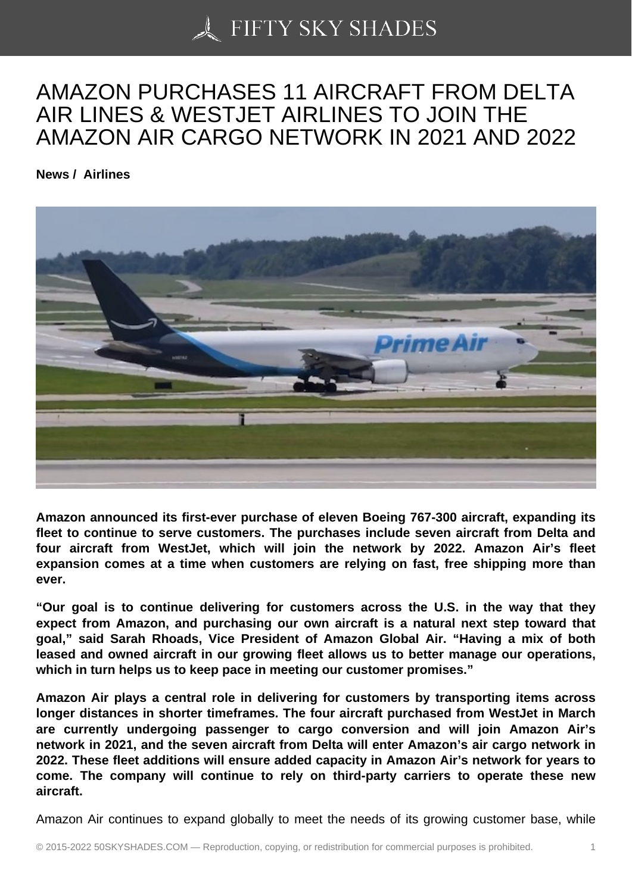# AMAZON PURCHASES 11 AIRCRAFT FROM DELTA AIR LINES & WESTJET AIRLINES TO JOIN THE AMAZON AIR CARGO NETWORK IN 2021 AND 2022

**News / Airlines**

**Amazon announced its first-ever purchase of eleven Boeing 767-300 aircraft, expanding its fleet to continue to serve customers. The purchases include seven aircraft from Delta and four aircraft from WestJet, which will join the network by 2022. Amazon Air's fleet expansion comes at a time when customers are relying on fast, free shipping more than ever.**

**"Our goal is to continue delivering for customers across the U.S. in the way that they expect from Amazon, and purchasing our own aircraft is a natural next step toward that goal," said Sarah Rhoads, Vice President of Amazon Global Air. "Having a mix of both leased and owned aircraft in our growing fleet allows us to better manage our operations, which in turn helps us to keep pace in meeting our customer promises."**

**Amazon Air plays a central role in delivering for customers by transporting items across longer distances in shorter timeframes. The four aircraft purchased from WestJet in March are currently undergoing passenger to cargo conversion and will join Amazon Air's network in 2021, and the seven aircraft from Delta will enter Amazon's air cargo network in 2022. These fleet additions will ensure added capacity in Amazon Air's network for years to come. The company will continue to rely on third-party carriers to operate these new aircraft.**

Amazon Air continues to expand globally to meet the needs of its growing customer base, while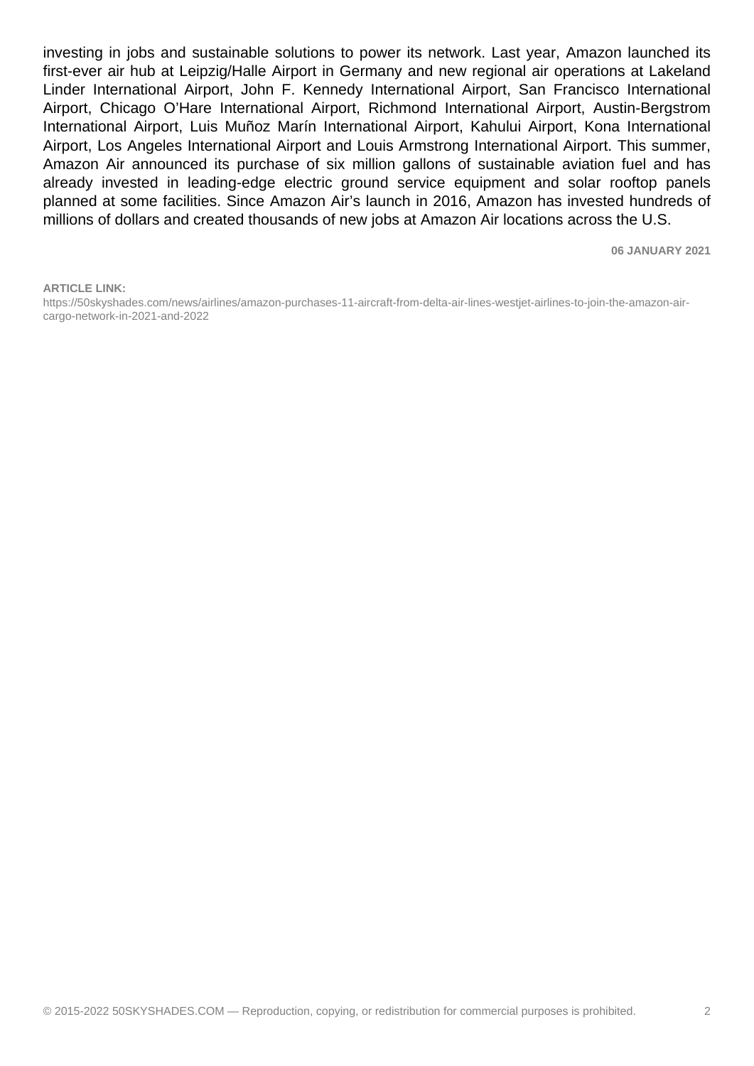investing in jobs and sustainable solutions to power its network. Last year, Amazon launched its first-ever air hub at Leipzig/Halle Airport in Germany and new regional air operations at Lakeland Linder International Airport, John F. Kennedy International Airport, San Francisco International Airport, Chicago O'Hare International Airport, Richmond International Airport, Austin-Bergstrom International Airport, Luis Muñoz Marín International Airport, Kahului Airport, Kona International Airport, Los Angeles International Airport and Louis Armstrong International Airport. This summer, Amazon Air announced its purchase of six million gallons of sustainable aviation fuel and has already invested in leading-edge electric ground service equipment and solar rooftop panels planned at some facilities. Since Amazon Air's launch in 2016, Amazon has invested hundreds of millions of dollars and created thousands of new jobs at Amazon Air locations across the U.S.

**06 JANUARY 2021**

**ARTICLE LINK:**
https://50skyshades.com/news/airlines/amazon-purchases-11-aircraft-from-delta-air-lines-westjet-airlines-to-join-the-amazon-air-cargo-network-in-2021-and-2022

© 2015-2022 50SKYSHADES.COM — Reproduction, copying, or redistribution for commercial purposes is prohibited.